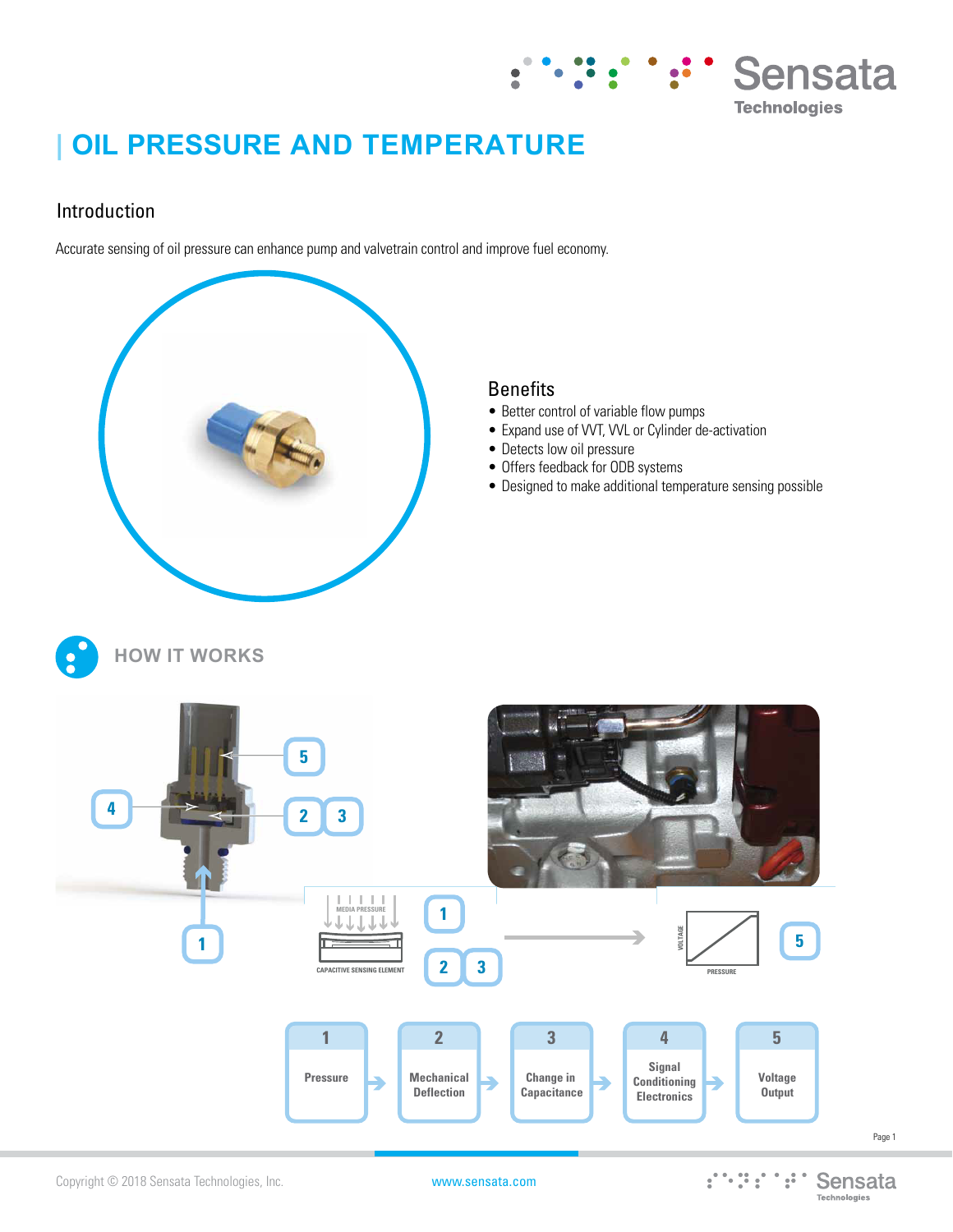# OIL PRESSURE AND TEMPERATURE

## Introduction

Accurate sensing of oil pressure can enhance pump and valvetrain control and improve fuel economy.

## Benefits

- Better control of variable flow pumps
- Expand use of VVT, VVL or Cylinder de-activation
- Detects low oil pressure
- Offers feedback for ODB systems
- Designed to make additional temperature sensing possible

## HOW IT WORKS

| 1 | 2 | 3 | 4 | 5 |
|---|---|---|---|---|
| Pressure | Mechanical Deflection | Change in Capacitance | Signal Conditioning Electronics | Voltage Output |

Copyright © 2018 Sensata Technologies, Inc. www.sensata.com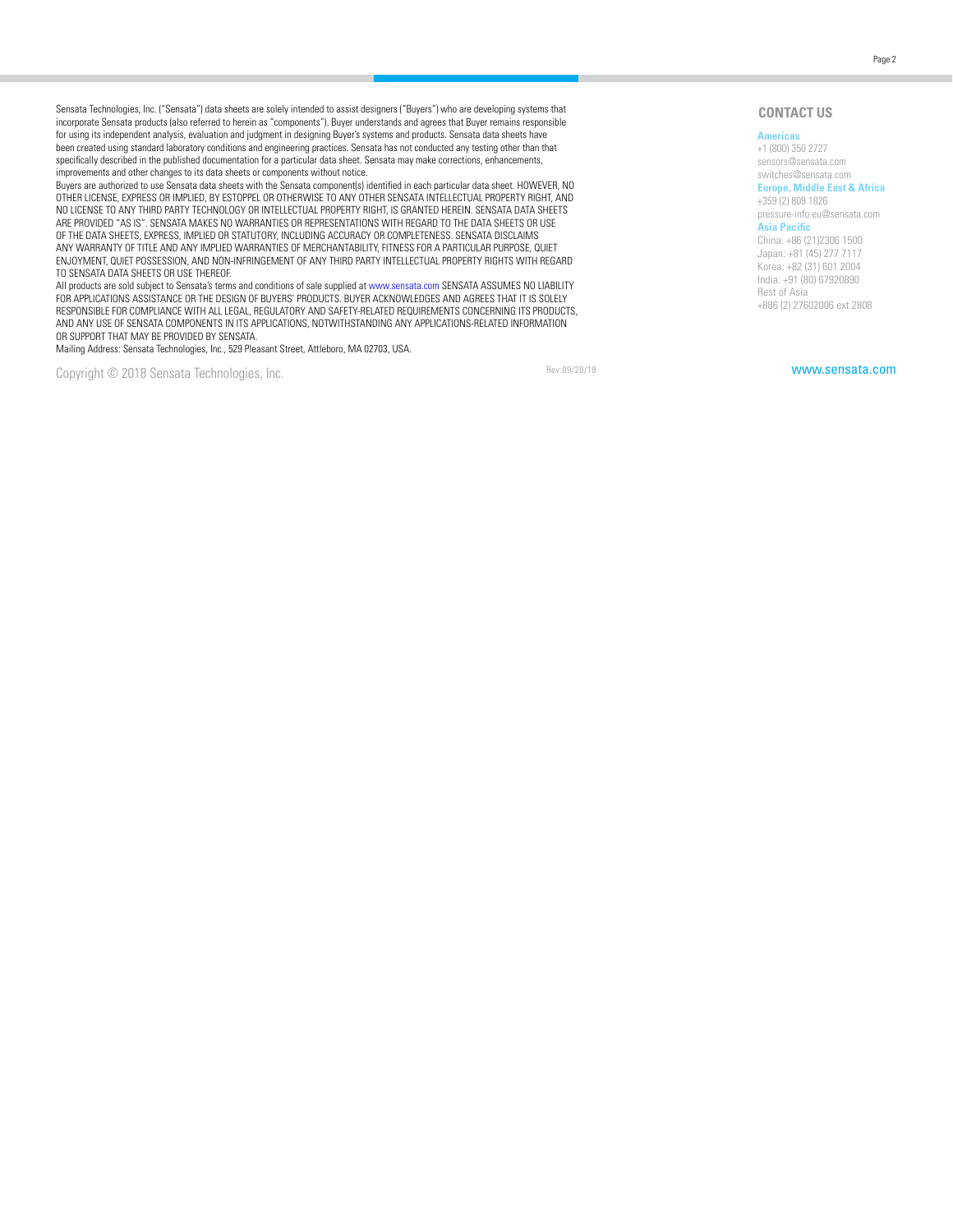Sensata Technologies, Inc. ("Sensata") data sheets are solely intended to assist designers ("Buyers") who are developing systems that incorporate Sensata products (also referred to herein as "components"). Buyer understands and agrees that Buyer remains responsible for using its independent analysis, evaluation and judgment in designing Buyer's systems and products. Sensata data sheets have been created using standard laboratory conditions and engineering practices. Sensata has not conducted any testing other than that specifically described in the published documentation for a particular data sheet. Sensata may make corrections, enhancements, improvements and other changes to its data sheets or components without notice.

Buyers are authorized to use Sensata data sheets with the Sensata component(s) identified in each particular data sheet. HOWEVER, NO OTHER LICENSE, EXPRESS OR IMPLIED, BY ESTOPPEL OR OTHERWISE TO ANY OTHER SENSATA INTELLECTUAL PROPERTY RIGHT, AND NO LICENSE TO ANY THIRD PARTY TECHNOLOGY OR INTELLECTUAL PROPERTY RIGHT, IS GRANTED HEREIN. SENSATA DATA SHEETS ARE PROVIDED "AS IS". SENSATA MAKES NO WARRANTIES OR REPRESENTATIONS WITH REGARD TO THE DATA SHEETS OR USE OF THE DATA SHEETS, EXPRESS, IMPLIED OR STATUTORY, INCLUDING ACCURACY OR COMPLETENESS. SENSATA DISCLAIMS ANY WARRANTY OF TITLE AND ANY IMPLIED WARRANTIES OF MERCHANTABILITY, FITNESS FOR A PARTICULAR PURPOSE, QUIET ENJOYMENT, QUIET POSSESSION, AND NON-INFRINGEMENT OF ANY THIRD PARTY INTELLECTUAL PROPERTY RIGHTS WITH REGARD TO SENSATA DATA SHEETS OR USE THEREOF.

All products are sold subject to Sensata's terms and conditions of sale supplied at www.sensata.com SENSATA ASSUMES NO LIABILITY FOR APPLICATIONS ASSISTANCE OR THE DESIGN OF BUYERS' PRODUCTS. BUYER ACKNOWLEDGES AND AGREES THAT IT IS SOLELY RESPONSIBLE FOR COMPLIANCE WITH ALL LEGAL, REGULATORY AND SAFETY-RELATED REQUIREMENTS CONCERNING ITS PRODUCTS, AND ANY USE OF SENSATA COMPONENTS IN ITS APPLICATIONS, NOTWITHSTANDING ANY APPLICATIONS-RELATED INFORMATION OR SUPPORT THAT MAY BE PROVIDED BY SENSATA.

Mailing Address: Sensata Technologies, Inc., 529 Pleasant Street, Attleboro, MA 02703, USA.

Copyright © 2018 Sensata Technologies, Inc.

Rev:09/20/18

## CONTACT US

**Americas**
+1 (800) 350 2727
sensors@sensata.com
switches@sensata.com

**Europe, Middle East & Africa**
+359 (2) 809 1826
pressure-info.eu@sensata.com

**Asia Pacific**
China: +86 (21)2306 1500
Japan: +81 (45) 277 7117
Korea: +82 (31) 601 2004
India: +91 (80) 67920890
Rest of Asia
+886 (2) 27602006 ext 2808

www.sensata.com